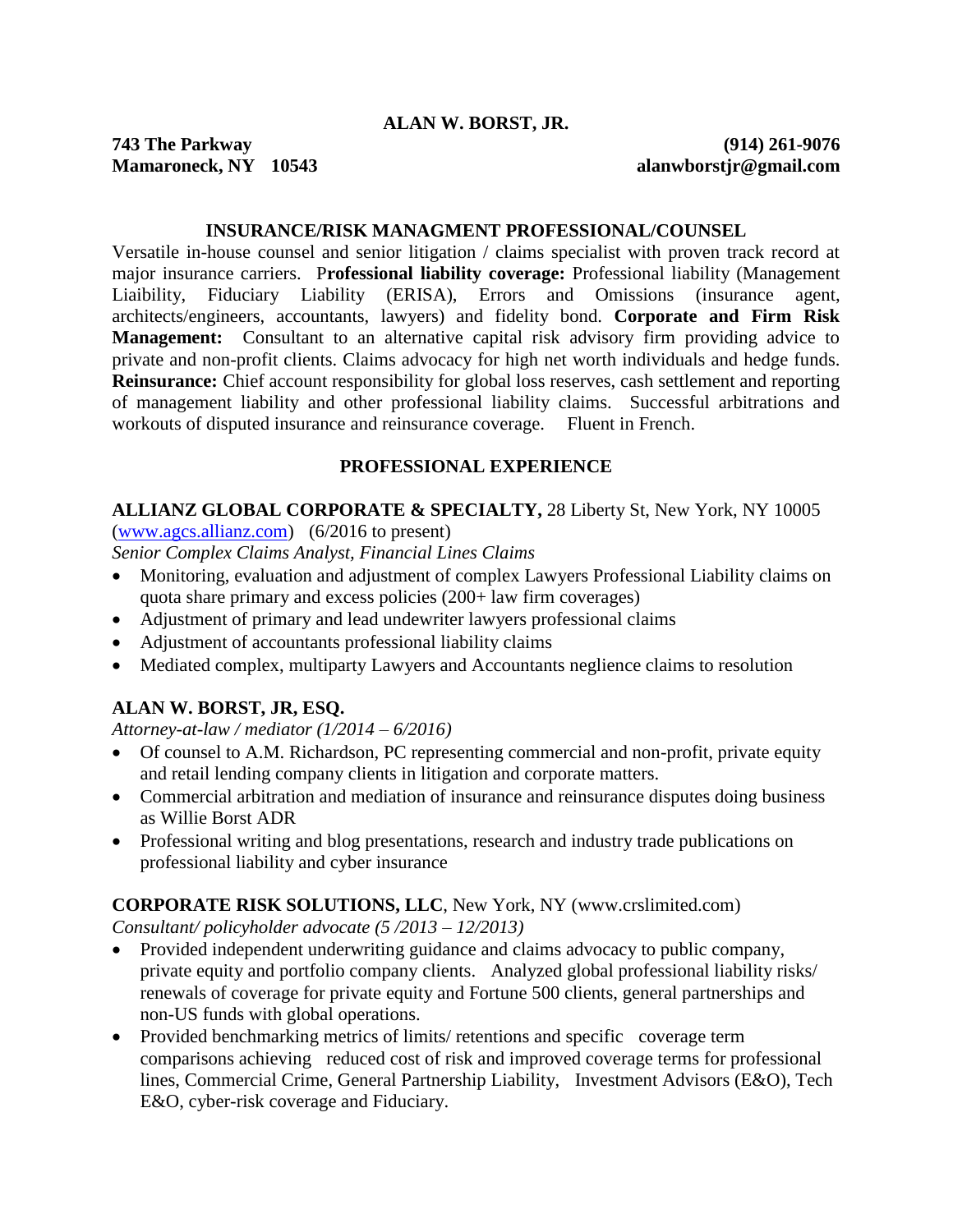# ALAN W. BORST, JR.

**743 The Parkway**
**Mamaroneck, NY 10543**

**(914) 261-9076**
**alanwborstjr@gmail.com**

## INSURANCE/RISK MANAGMENT PROFESSIONAL/COUNSEL

Versatile in-house counsel and senior litigation / claims specialist with proven track record at major insurance carriers. P**rofessional liability coverage:** Professional liability (Management Liaibility, Fiduciary Liability (ERISA), Errors and Omissions (insurance agent, architects/engineers, accountants, lawyers) and fidelity bond. **Corporate and Firm Risk Management:** Consultant to an alternative capital risk advisory firm providing advice to private and non-profit clients. Claims advocacy for high net worth individuals and hedge funds. **Reinsurance:** Chief account responsibility for global loss reserves, cash settlement and reporting of management liability and other professional liability claims. Successful arbitrations and workouts of disputed insurance and reinsurance coverage. Fluent in French.

## PROFESSIONAL EXPERIENCE

**ALLIANZ GLOBAL CORPORATE & SPECIALTY,** 28 Liberty St, New York, NY 10005 (www.agcs.allianz.com) (6/2016 to present)

*Senior Complex Claims Analyst, Financial Lines Claims*

- Monitoring, evaluation and adjustment of complex Lawyers Professional Liability claims on quota share primary and excess policies (200+ law firm coverages)
- Adjustment of primary and lead undewriter lawyers professional claims
- Adjustment of accountants professional liability claims
- Mediated complex, multiparty Lawyers and Accountants neglience claims to resolution

**ALAN W. BORST, JR, ESQ.**

*Attorney-at-law / mediator (1/2014 – 6/2016)*

- Of counsel to A.M. Richardson, PC representing commercial and non-profit, private equity and retail lending company clients in litigation and corporate matters.
- Commercial arbitration and mediation of insurance and reinsurance disputes doing business as Willie Borst ADR
- Professional writing and blog presentations, research and industry trade publications on professional liability and cyber insurance

**CORPORATE RISK SOLUTIONS, LLC**, New York, NY (www.crslimited.com)

*Consultant/ policyholder advocate (5 /2013 – 12/2013)*

- Provided independent underwriting guidance and claims advocacy to public company, private equity and portfolio company clients. Analyzed global professional liability risks/ renewals of coverage for private equity and Fortune 500 clients, general partnerships and non-US funds with global operations.
- Provided benchmarking metrics of limits/ retentions and specific coverage term comparisons achieving reduced cost of risk and improved coverage terms for professional lines, Commercial Crime, General Partnership Liability, Investment Advisors (E&O), Tech E&O, cyber-risk coverage and Fiduciary.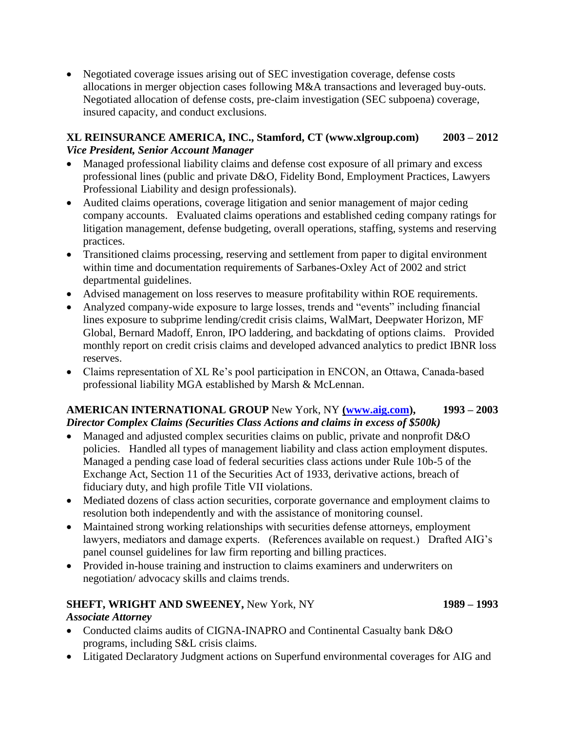- Negotiated coverage issues arising out of SEC investigation coverage, defense costs allocations in merger objection cases following M&A transactions and leveraged buy-outs. Negotiated allocation of defense costs, pre-claim investigation (SEC subpoena) coverage, insured capacity, and conduct exclusions.

**XL REINSURANCE AMERICA, INC., Stamford, CT (www.xlgroup.com) 2003 – 2012**
***Vice President, Senior Account Manager***

- Managed professional liability claims and defense cost exposure of all primary and excess professional lines (public and private D&O, Fidelity Bond, Employment Practices, Lawyers Professional Liability and design professionals).
- Audited claims operations, coverage litigation and senior management of major ceding company accounts. Evaluated claims operations and established ceding company ratings for litigation management, defense budgeting, overall operations, staffing, systems and reserving practices.
- Transitioned claims processing, reserving and settlement from paper to digital environment within time and documentation requirements of Sarbanes-Oxley Act of 2002 and strict departmental guidelines.
- Advised management on loss reserves to measure profitability within ROE requirements.
- Analyzed company-wide exposure to large losses, trends and "events" including financial lines exposure to subprime lending/credit crisis claims, WalMart, Deepwater Horizon, MF Global, Bernard Madoff, Enron, IPO laddering, and backdating of options claims. Provided monthly report on credit crisis claims and developed advanced analytics to predict IBNR loss reserves.
- Claims representation of XL Re's pool participation in ENCON, an Ottawa, Canada-based professional liability MGA established by Marsh & McLennan.

**AMERICAN INTERNATIONAL GROUP** New York, NY **([www.aig.com](http://www.aig.com)), 1993 – 2003**
***Director Complex Claims (Securities Class Actions and claims in excess of $500k)***

- Managed and adjusted complex securities claims on public, private and nonprofit D&O policies. Handled all types of management liability and class action employment disputes. Managed a pending case load of federal securities class actions under Rule 10b-5 of the Exchange Act, Section 11 of the Securities Act of 1933, derivative actions, breach of fiduciary duty, and high profile Title VII violations.
- Mediated dozens of class action securities, corporate governance and employment claims to resolution both independently and with the assistance of monitoring counsel.
- Maintained strong working relationships with securities defense attorneys, employment lawyers, mediators and damage experts. (References available on request.) Drafted AIG's panel counsel guidelines for law firm reporting and billing practices.
- Provided in-house training and instruction to claims examiners and underwriters on negotiation/ advocacy skills and claims trends.

**SHEFT, WRIGHT AND SWEENEY,** New York, NY **1989 – 1993**
***Associate Attorney***

- Conducted claims audits of CIGNA-INAPRO and Continental Casualty bank D&O programs, including S&L crisis claims.
- Litigated Declaratory Judgment actions on Superfund environmental coverages for AIG and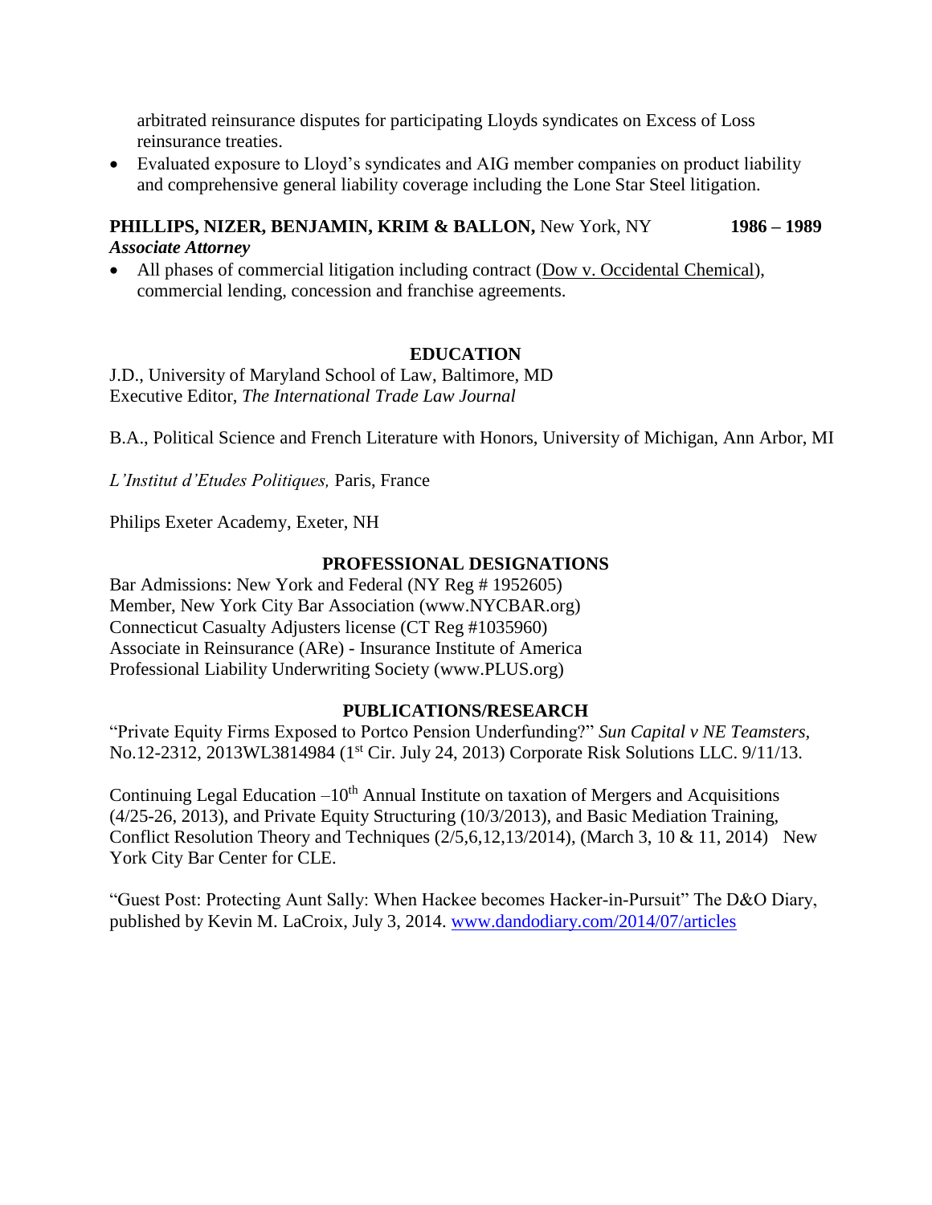arbitrated reinsurance disputes for participating Lloyds syndicates on Excess of Loss reinsurance treaties.

- Evaluated exposure to Lloyd's syndicates and AIG member companies on product liability and comprehensive general liability coverage including the Lone Star Steel litigation.

**PHILLIPS, NIZER, BENJAMIN, KRIM & BALLON,** New York, NY **1986 – 1989**
***Associate Attorney***

- All phases of commercial litigation including contract (Dow v. Occidental Chemical), commercial lending, concession and franchise agreements.

## EDUCATION

J.D., University of Maryland School of Law, Baltimore, MD
Executive Editor, *The International Trade Law Journal*

B.A., Political Science and French Literature with Honors, University of Michigan, Ann Arbor, MI

*L'Institut d'Etudes Politiques,* Paris, France

Philips Exeter Academy, Exeter, NH

## PROFESSIONAL DESIGNATIONS

Bar Admissions: New York and Federal (NY Reg # 1952605)
Member, New York City Bar Association (www.NYCBAR.org)
Connecticut Casualty Adjusters license (CT Reg #1035960)
Associate in Reinsurance (ARe) - Insurance Institute of America
Professional Liability Underwriting Society (www.PLUS.org)

## PUBLICATIONS/RESEARCH

"Private Equity Firms Exposed to Portco Pension Underfunding?" *Sun Capital v NE Teamsters,* No.12-2312, 2013WL3814984 (1st Cir. July 24, 2013) Corporate Risk Solutions LLC. 9/11/13.

Continuing Legal Education –10th Annual Institute on taxation of Mergers and Acquisitions (4/25-26, 2013), and Private Equity Structuring (10/3/2013), and Basic Mediation Training, Conflict Resolution Theory and Techniques (2/5,6,12,13/2014), (March 3, 10 & 11, 2014) New York City Bar Center for CLE.

"Guest Post: Protecting Aunt Sally: When Hackee becomes Hacker-in-Pursuit" The D&O Diary, published by Kevin M. LaCroix, July 3, 2014. www.dandodiary.com/2014/07/articles